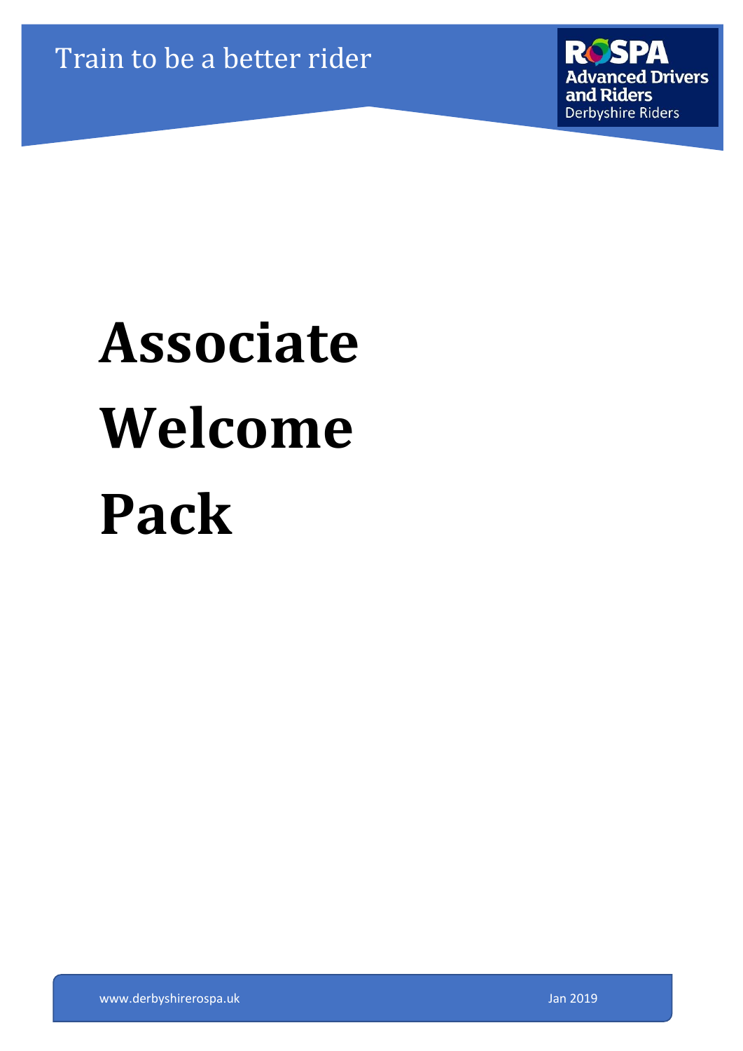Train to be a better rider

RoSPA Advanced Drivers and Riders
Derbyshire Riders

# Associate Welcome Pack

www.derbyshirerospa.uk

Jan 2019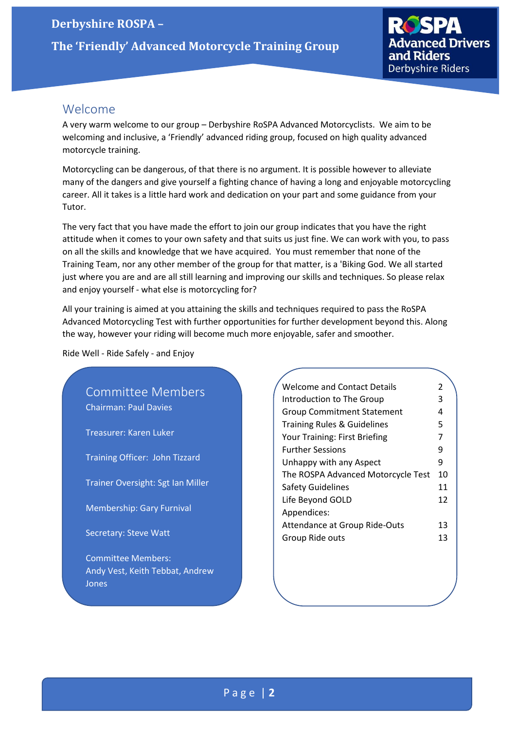# Derbyshire ROSPA – The 'Friendly' Advanced Motorcycle Training Group

RoSPA Advanced Drivers and Riders
Derbyshire Riders

## Welcome

A very warm welcome to our group – Derbyshire RoSPA Advanced Motorcyclists. We aim to be welcoming and inclusive, a 'Friendly' advanced riding group, focused on high quality advanced motorcycle training.

Motorcycling can be dangerous, of that there is no argument. It is possible however to alleviate many of the dangers and give yourself a fighting chance of having a long and enjoyable motorcycling career. All it takes is a little hard work and dedication on your part and some guidance from your Tutor.

The very fact that you have made the effort to join our group indicates that you have the right attitude when it comes to your own safety and that suits us just fine. We can work with you, to pass on all the skills and knowledge that we have acquired. You must remember that none of the Training Team, nor any other member of the group for that matter, is a 'Biking God. We all started just where you are and are all still learning and improving our skills and techniques. So please relax and enjoy yourself - what else is motorcycling for?

All your training is aimed at you attaining the skills and techniques required to pass the RoSPA Advanced Motorcycling Test with further opportunities for further development beyond this. Along the way, however your riding will become much more enjoyable, safer and smoother.

Ride Well - Ride Safely - and Enjoy

### Committee Members

Chairman: Paul Davies

Treasurer: Karen Luker

Training Officer: John Tizzard

Trainer Oversight: Sgt Ian Miller

Membership: Gary Furnival

Secretary: Steve Watt

Committee Members:
Andy Vest, Keith Tebbat, Andrew Jones

| Contents | Page |
|---|---|
| Welcome and Contact Details | 2 |
| Introduction to The Group | 3 |
| Group Commitment Statement | 4 |
| Training Rules & Guidelines | 5 |
| Your Training: First Briefing | 7 |
| Further Sessions | 9 |
| Unhappy with any Aspect | 9 |
| The ROSPA Advanced Motorcycle Test | 10 |
| Safety Guidelines | 11 |
| Life Beyond GOLD | 12 |
| Appendices: | |
| Attendance at Group Ride-Outs | 13 |
| Group Ride outs | 13 |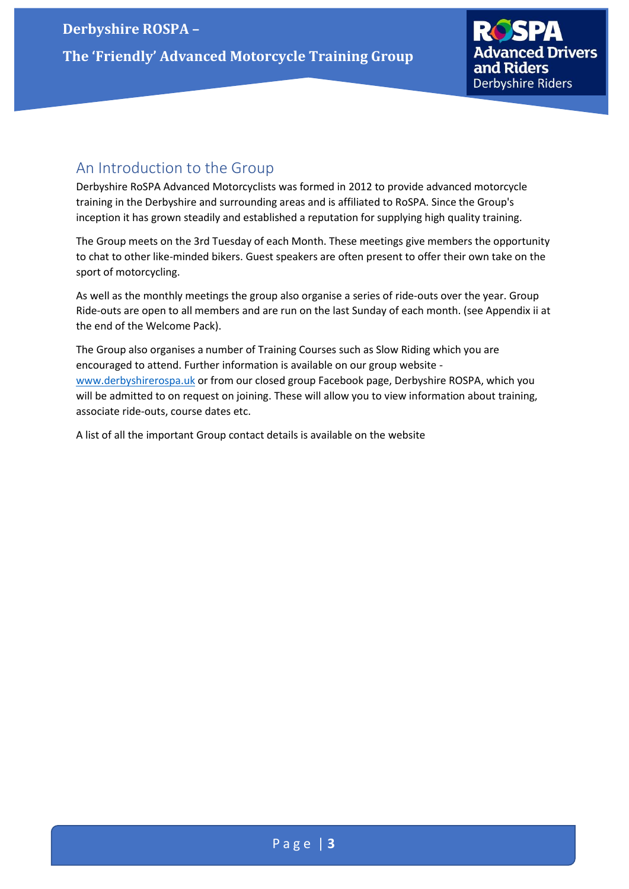## An Introduction to the Group

Derbyshire RoSPA Advanced Motorcyclists was formed in 2012 to provide advanced motorcycle training in the Derbyshire and surrounding areas and is affiliated to RoSPA. Since the Group's inception it has grown steadily and established a reputation for supplying high quality training.

The Group meets on the 3rd Tuesday of each Month. These meetings give members the opportunity to chat to other like-minded bikers. Guest speakers are often present to offer their own take on the sport of motorcycling.

As well as the monthly meetings the group also organise a series of ride-outs over the year. Group Ride-outs are open to all members and are run on the last Sunday of each month. (see Appendix ii at the end of the Welcome Pack).

The Group also organises a number of Training Courses such as Slow Riding which you are encouraged to attend. Further information is available on our group website - [www.derbyshirerospa.uk](http://www.derbyshirerospa.uk) or from our closed group Facebook page, Derbyshire ROSPA, which you will be admitted to on request on joining. These will allow you to view information about training, associate ride-outs, course dates etc.

A list of all the important Group contact details is available on the website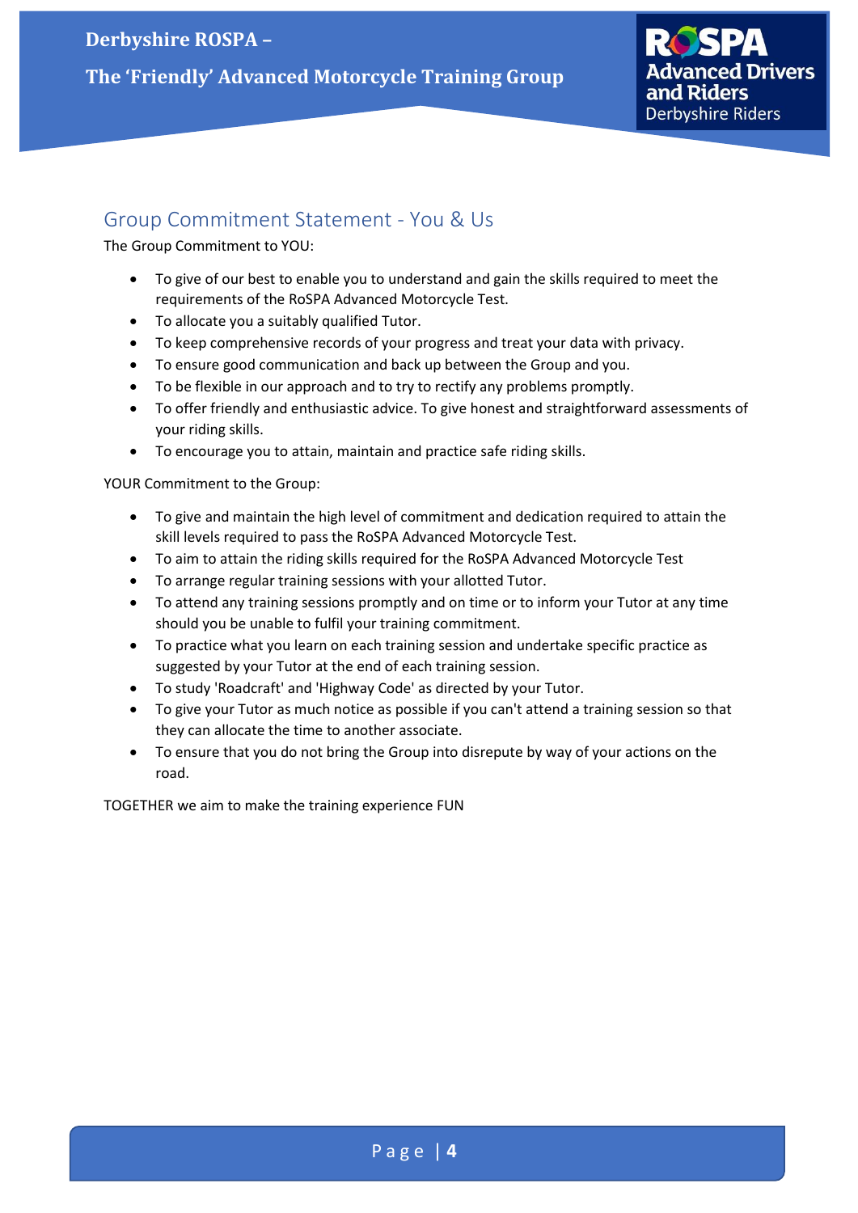## Group Commitment Statement - You & Us

The Group Commitment to YOU:

- To give of our best to enable you to understand and gain the skills required to meet the requirements of the RoSPA Advanced Motorcycle Test.
- To allocate you a suitably qualified Tutor.
- To keep comprehensive records of your progress and treat your data with privacy.
- To ensure good communication and back up between the Group and you.
- To be flexible in our approach and to try to rectify any problems promptly.
- To offer friendly and enthusiastic advice. To give honest and straightforward assessments of your riding skills.
- To encourage you to attain, maintain and practice safe riding skills.

YOUR Commitment to the Group:

- To give and maintain the high level of commitment and dedication required to attain the skill levels required to pass the RoSPA Advanced Motorcycle Test.
- To aim to attain the riding skills required for the RoSPA Advanced Motorcycle Test
- To arrange regular training sessions with your allotted Tutor.
- To attend any training sessions promptly and on time or to inform your Tutor at any time should you be unable to fulfil your training commitment.
- To practice what you learn on each training session and undertake specific practice as suggested by your Tutor at the end of each training session.
- To study 'Roadcraft' and 'Highway Code' as directed by your Tutor.
- To give your Tutor as much notice as possible if you can't attend a training session so that they can allocate the time to another associate.
- To ensure that you do not bring the Group into disrepute by way of your actions on the road.

TOGETHER we aim to make the training experience FUN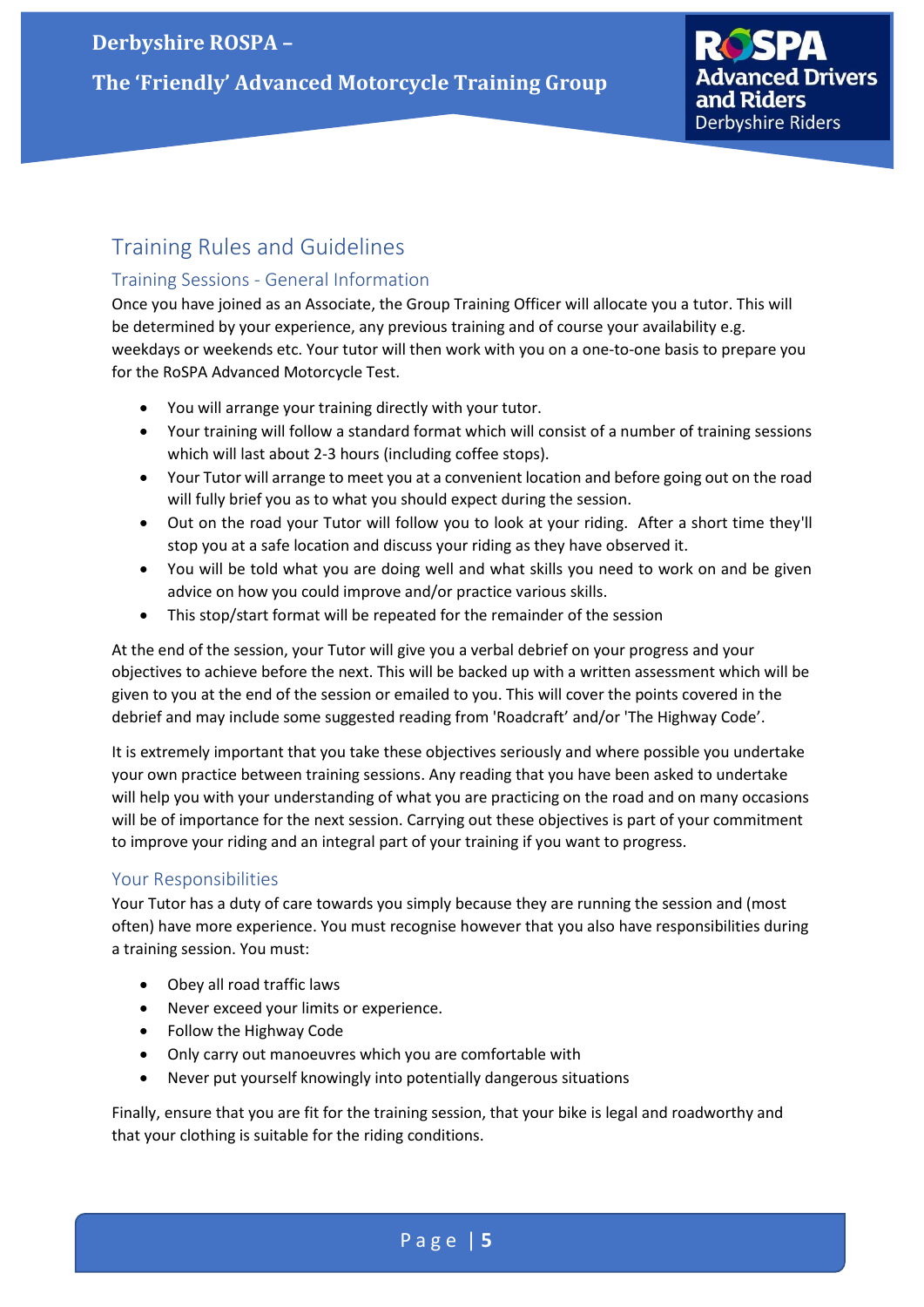# Training Rules and Guidelines

## Training Sessions - General Information

Once you have joined as an Associate, the Group Training Officer will allocate you a tutor. This will be determined by your experience, any previous training and of course your availability e.g. weekdays or weekends etc. Your tutor will then work with you on a one-to-one basis to prepare you for the RoSPA Advanced Motorcycle Test.

- You will arrange your training directly with your tutor.
- Your training will follow a standard format which will consist of a number of training sessions which will last about 2-3 hours (including coffee stops).
- Your Tutor will arrange to meet you at a convenient location and before going out on the road will fully brief you as to what you should expect during the session.
- Out on the road your Tutor will follow you to look at your riding. After a short time they'll stop you at a safe location and discuss your riding as they have observed it.
- You will be told what you are doing well and what skills you need to work on and be given advice on how you could improve and/or practice various skills.
- This stop/start format will be repeated for the remainder of the session

At the end of the session, your Tutor will give you a verbal debrief on your progress and your objectives to achieve before the next. This will be backed up with a written assessment which will be given to you at the end of the session or emailed to you. This will cover the points covered in the debrief and may include some suggested reading from 'Roadcraft' and/or 'The Highway Code'.

It is extremely important that you take these objectives seriously and where possible you undertake your own practice between training sessions. Any reading that you have been asked to undertake will help you with your understanding of what you are practicing on the road and on many occasions will be of importance for the next session. Carrying out these objectives is part of your commitment to improve your riding and an integral part of your training if you want to progress.

## Your Responsibilities

Your Tutor has a duty of care towards you simply because they are running the session and (most often) have more experience. You must recognise however that you also have responsibilities during a training session. You must:

- Obey all road traffic laws
- Never exceed your limits or experience.
- Follow the Highway Code
- Only carry out manoeuvres which you are comfortable with
- Never put yourself knowingly into potentially dangerous situations

Finally, ensure that you are fit for the training session, that your bike is legal and roadworthy and that your clothing is suitable for the riding conditions.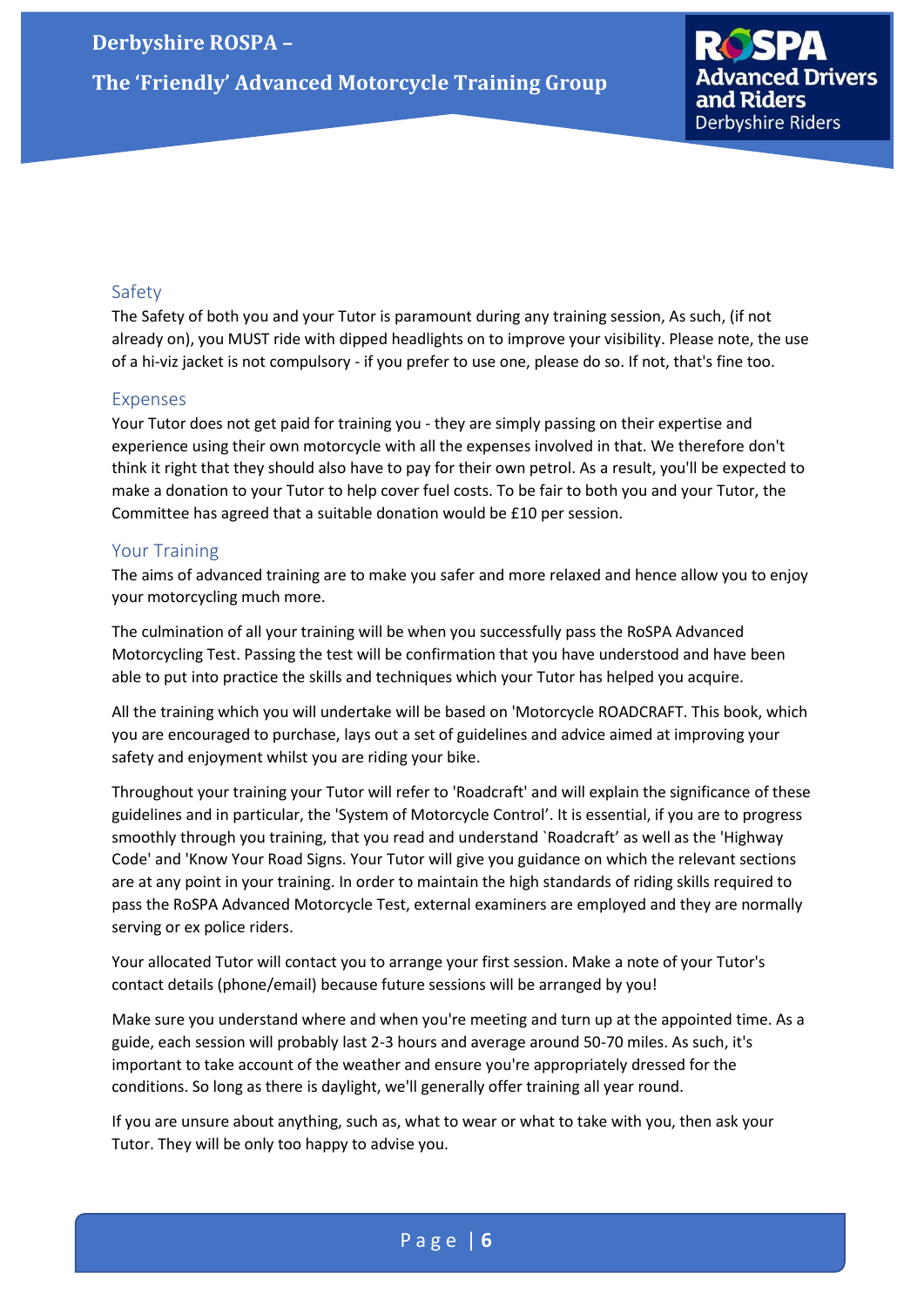## Safety

The Safety of both you and your Tutor is paramount during any training session, As such, (if not already on), you MUST ride with dipped headlights on to improve your visibility. Please note, the use of a hi-viz jacket is not compulsory - if you prefer to use one, please do so. If not, that's fine too.

## Expenses

Your Tutor does not get paid for training you - they are simply passing on their expertise and experience using their own motorcycle with all the expenses involved in that. We therefore don't think it right that they should also have to pay for their own petrol. As a result, you'll be expected to make a donation to your Tutor to help cover fuel costs. To be fair to both you and your Tutor, the Committee has agreed that a suitable donation would be £10 per session.

## Your Training

The aims of advanced training are to make you safer and more relaxed and hence allow you to enjoy your motorcycling much more.

The culmination of all your training will be when you successfully pass the RoSPA Advanced Motorcycling Test. Passing the test will be confirmation that you have understood and have been able to put into practice the skills and techniques which your Tutor has helped you acquire.

All the training which you will undertake will be based on 'Motorcycle ROADCRAFT. This book, which you are encouraged to purchase, lays out a set of guidelines and advice aimed at improving your safety and enjoyment whilst you are riding your bike.

Throughout your training your Tutor will refer to 'Roadcraft' and will explain the significance of these guidelines and in particular, the 'System of Motorcycle Control'. It is essential, if you are to progress smoothly through you training, that you read and understand `Roadcraft' as well as the 'Highway Code' and 'Know Your Road Signs. Your Tutor will give you guidance on which the relevant sections are at any point in your training. In order to maintain the high standards of riding skills required to pass the RoSPA Advanced Motorcycle Test, external examiners are employed and they are normally serving or ex police riders.

Your allocated Tutor will contact you to arrange your first session. Make a note of your Tutor's contact details (phone/email) because future sessions will be arranged by you!

Make sure you understand where and when you're meeting and turn up at the appointed time. As a guide, each session will probably last 2-3 hours and average around 50-70 miles. As such, it's important to take account of the weather and ensure you're appropriately dressed for the conditions. So long as there is daylight, we'll generally offer training all year round.

If you are unsure about anything, such as, what to wear or what to take with you, then ask your Tutor. They will be only too happy to advise you.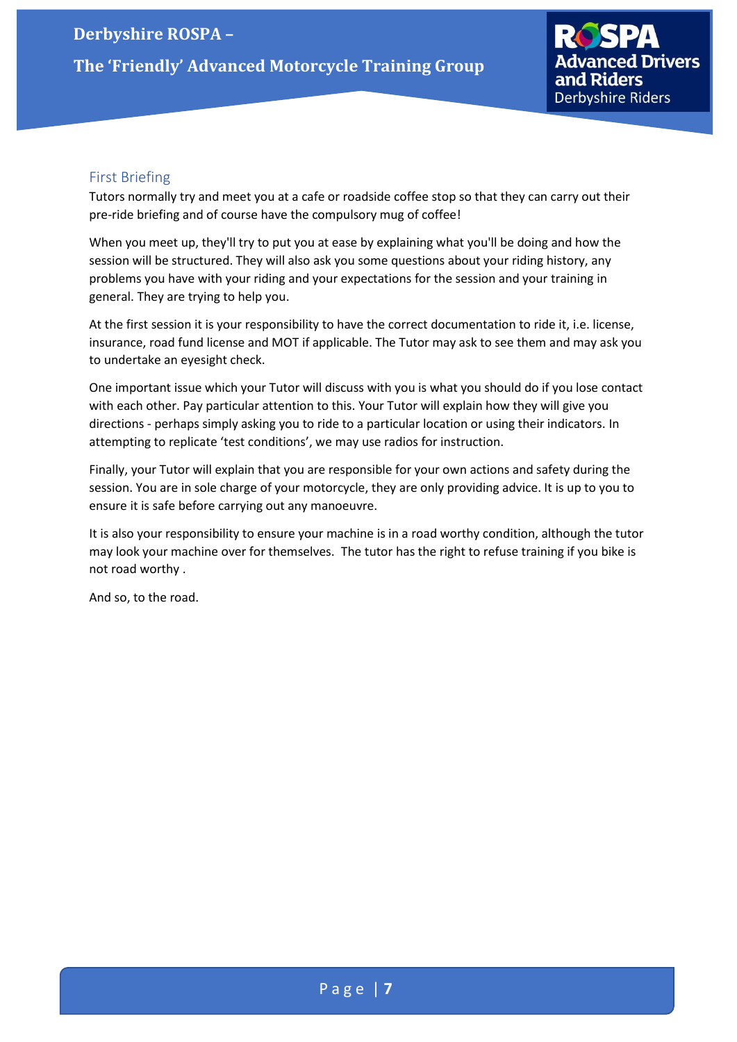## First Briefing

Tutors normally try and meet you at a cafe or roadside coffee stop so that they can carry out their pre-ride briefing and of course have the compulsory mug of coffee!

When you meet up, they'll try to put you at ease by explaining what you'll be doing and how the session will be structured. They will also ask you some questions about your riding history, any problems you have with your riding and your expectations for the session and your training in general. They are trying to help you.

At the first session it is your responsibility to have the correct documentation to ride it, i.e. license, insurance, road fund license and MOT if applicable. The Tutor may ask to see them and may ask you to undertake an eyesight check.

One important issue which your Tutor will discuss with you is what you should do if you lose contact with each other. Pay particular attention to this. Your Tutor will explain how they will give you directions - perhaps simply asking you to ride to a particular location or using their indicators. In attempting to replicate 'test conditions', we may use radios for instruction.

Finally, your Tutor will explain that you are responsible for your own actions and safety during the session. You are in sole charge of your motorcycle, they are only providing advice. It is up to you to ensure it is safe before carrying out any manoeuvre.

It is also your responsibility to ensure your machine is in a road worthy condition, although the tutor may look your machine over for themselves. The tutor has the right to refuse training if you bike is not road worthy .

And so, to the road.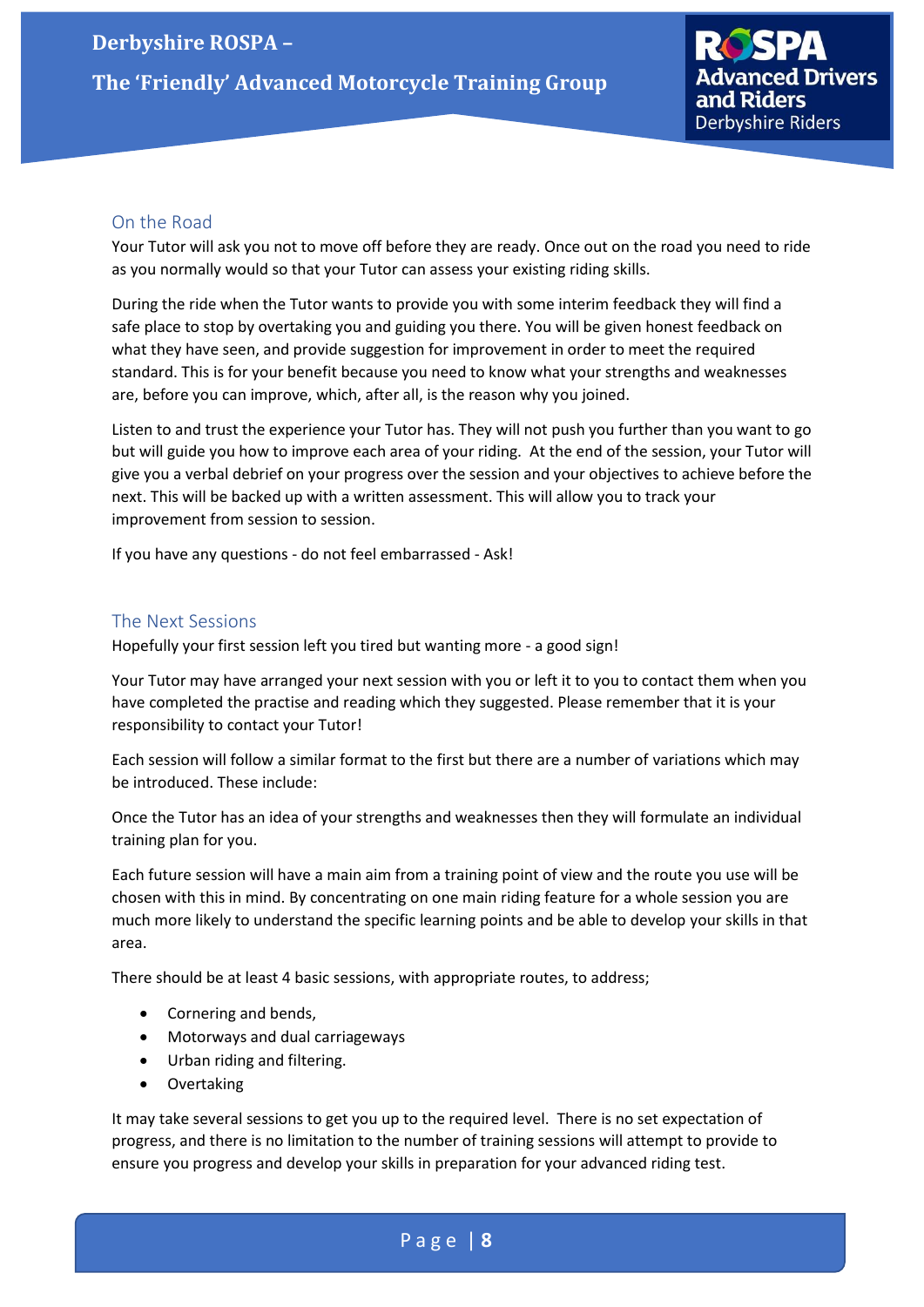## On the Road

Your Tutor will ask you not to move off before they are ready. Once out on the road you need to ride as you normally would so that your Tutor can assess your existing riding skills.

During the ride when the Tutor wants to provide you with some interim feedback they will find a safe place to stop by overtaking you and guiding you there. You will be given honest feedback on what they have seen, and provide suggestion for improvement in order to meet the required standard. This is for your benefit because you need to know what your strengths and weaknesses are, before you can improve, which, after all, is the reason why you joined.

Listen to and trust the experience your Tutor has. They will not push you further than you want to go but will guide you how to improve each area of your riding. At the end of the session, your Tutor will give you a verbal debrief on your progress over the session and your objectives to achieve before the next. This will be backed up with a written assessment. This will allow you to track your improvement from session to session.

If you have any questions - do not feel embarrassed - Ask!

## The Next Sessions

Hopefully your first session left you tired but wanting more - a good sign!

Your Tutor may have arranged your next session with you or left it to you to contact them when you have completed the practise and reading which they suggested. Please remember that it is your responsibility to contact your Tutor!

Each session will follow a similar format to the first but there are a number of variations which may be introduced. These include:

Once the Tutor has an idea of your strengths and weaknesses then they will formulate an individual training plan for you.

Each future session will have a main aim from a training point of view and the route you use will be chosen with this in mind. By concentrating on one main riding feature for a whole session you are much more likely to understand the specific learning points and be able to develop your skills in that area.

There should be at least 4 basic sessions, with appropriate routes, to address;

- Cornering and bends,
- Motorways and dual carriageways
- Urban riding and filtering.
- Overtaking

It may take several sessions to get you up to the required level. There is no set expectation of progress, and there is no limitation to the number of training sessions will attempt to provide to ensure you progress and develop your skills in preparation for your advanced riding test.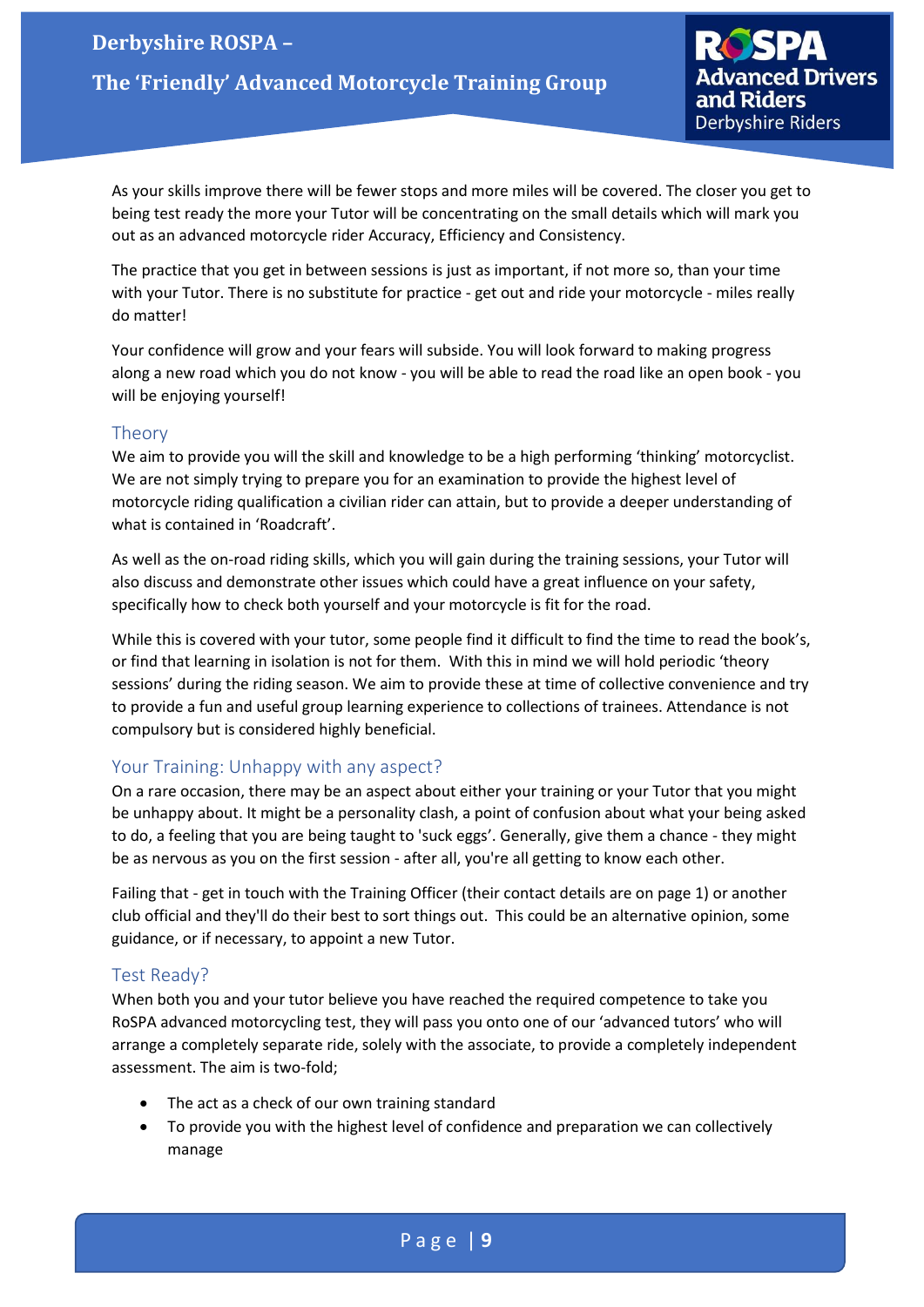As your skills improve there will be fewer stops and more miles will be covered. The closer you get to being test ready the more your Tutor will be concentrating on the small details which will mark you out as an advanced motorcycle rider Accuracy, Efficiency and Consistency.

The practice that you get in between sessions is just as important, if not more so, than your time with your Tutor. There is no substitute for practice - get out and ride your motorcycle - miles really do matter!

Your confidence will grow and your fears will subside. You will look forward to making progress along a new road which you do not know - you will be able to read the road like an open book - you will be enjoying yourself!

## Theory

We aim to provide you will the skill and knowledge to be a high performing 'thinking' motorcyclist. We are not simply trying to prepare you for an examination to provide the highest level of motorcycle riding qualification a civilian rider can attain, but to provide a deeper understanding of what is contained in 'Roadcraft'.

As well as the on-road riding skills, which you will gain during the training sessions, your Tutor will also discuss and demonstrate other issues which could have a great influence on your safety, specifically how to check both yourself and your motorcycle is fit for the road.

While this is covered with your tutor, some people find it difficult to find the time to read the book's, or find that learning in isolation is not for them. With this in mind we will hold periodic 'theory sessions' during the riding season. We aim to provide these at time of collective convenience and try to provide a fun and useful group learning experience to collections of trainees. Attendance is not compulsory but is considered highly beneficial.

## Your Training: Unhappy with any aspect?

On a rare occasion, there may be an aspect about either your training or your Tutor that you might be unhappy about. It might be a personality clash, a point of confusion about what your being asked to do, a feeling that you are being taught to 'suck eggs'. Generally, give them a chance - they might be as nervous as you on the first session - after all, you're all getting to know each other.

Failing that - get in touch with the Training Officer (their contact details are on page 1) or another club official and they'll do their best to sort things out. This could be an alternative opinion, some guidance, or if necessary, to appoint a new Tutor.

## Test Ready?

When both you and your tutor believe you have reached the required competence to take you RoSPA advanced motorcycling test, they will pass you onto one of our 'advanced tutors' who will arrange a completely separate ride, solely with the associate, to provide a completely independent assessment. The aim is two-fold;

- The act as a check of our own training standard
- To provide you with the highest level of confidence and preparation we can collectively manage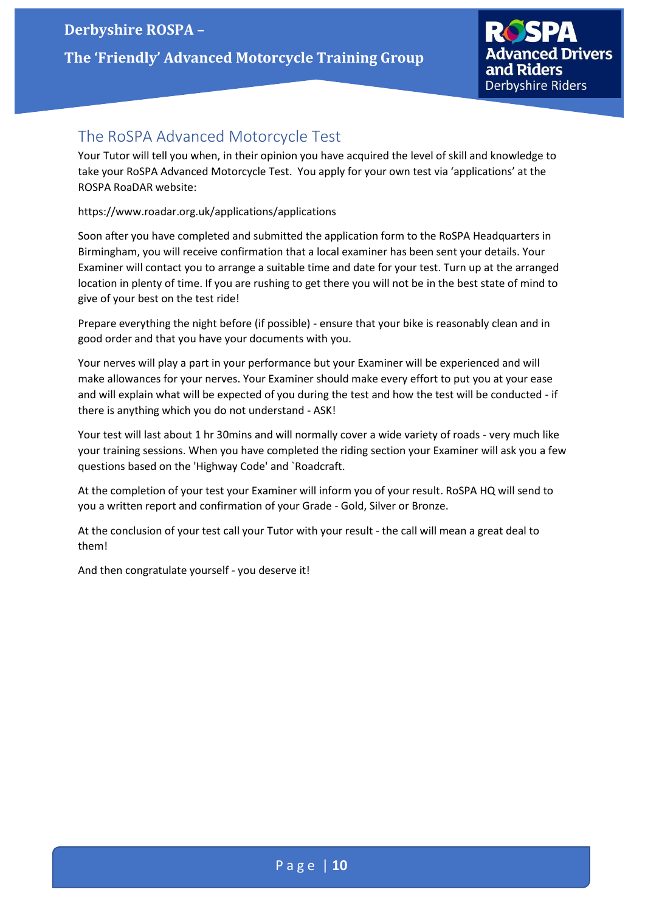## The RoSPA Advanced Motorcycle Test

Your Tutor will tell you when, in their opinion you have acquired the level of skill and knowledge to take your RoSPA Advanced Motorcycle Test. You apply for your own test via 'applications' at the ROSPA RoaDAR website:

https://www.roadar.org.uk/applications/applications

Soon after you have completed and submitted the application form to the RoSPA Headquarters in Birmingham, you will receive confirmation that a local examiner has been sent your details. Your Examiner will contact you to arrange a suitable time and date for your test. Turn up at the arranged location in plenty of time. If you are rushing to get there you will not be in the best state of mind to give of your best on the test ride!

Prepare everything the night before (if possible) - ensure that your bike is reasonably clean and in good order and that you have your documents with you.

Your nerves will play a part in your performance but your Examiner will be experienced and will make allowances for your nerves. Your Examiner should make every effort to put you at your ease and will explain what will be expected of you during the test and how the test will be conducted - if there is anything which you do not understand - ASK!

Your test will last about 1 hr 30mins and will normally cover a wide variety of roads - very much like your training sessions. When you have completed the riding section your Examiner will ask you a few questions based on the 'Highway Code' and `Roadcraft.

At the completion of your test your Examiner will inform you of your result. RoSPA HQ will send to you a written report and confirmation of your Grade - Gold, Silver or Bronze.

At the conclusion of your test call your Tutor with your result - the call will mean a great deal to them!

And then congratulate yourself - you deserve it!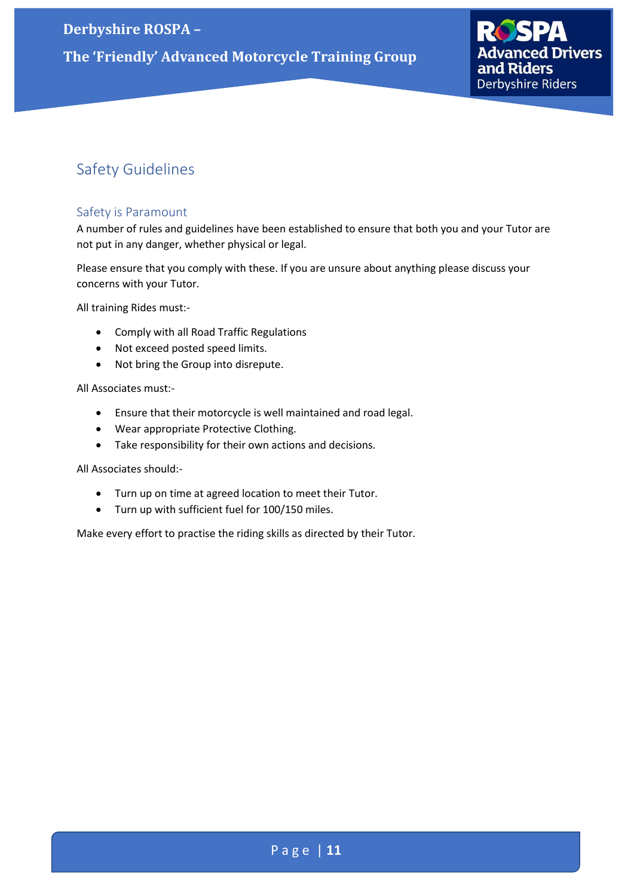## Safety Guidelines

### Safety is Paramount

A number of rules and guidelines have been established to ensure that both you and your Tutor are not put in any danger, whether physical or legal.

Please ensure that you comply with these. If you are unsure about anything please discuss your concerns with your Tutor.

All training Rides must:-

- Comply with all Road Traffic Regulations
- Not exceed posted speed limits.
- Not bring the Group into disrepute.

All Associates must:-

- Ensure that their motorcycle is well maintained and road legal.
- Wear appropriate Protective Clothing.
- Take responsibility for their own actions and decisions.

All Associates should:-

- Turn up on time at agreed location to meet their Tutor.
- Turn up with sufficient fuel for 100/150 miles.

Make every effort to practise the riding skills as directed by their Tutor.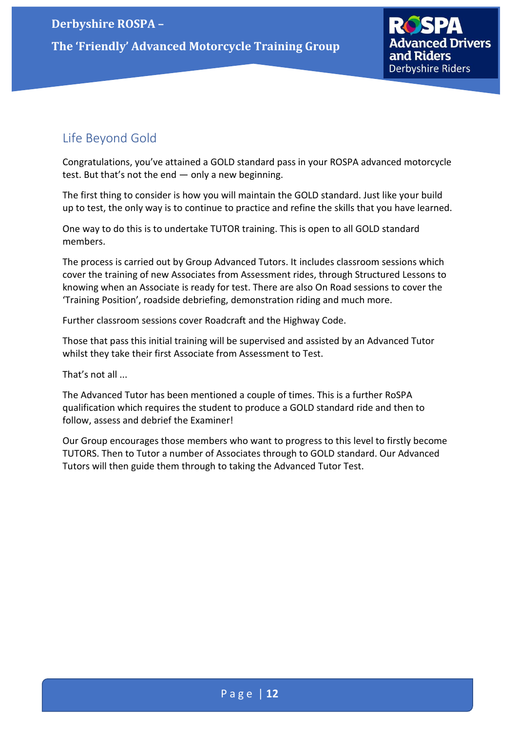## Life Beyond Gold

Congratulations, you've attained a GOLD standard pass in your ROSPA advanced motorcycle test. But that's not the end — only a new beginning.

The first thing to consider is how you will maintain the GOLD standard. Just like your build up to test, the only way is to continue to practice and refine the skills that you have learned.

One way to do this is to undertake TUTOR training. This is open to all GOLD standard members.

The process is carried out by Group Advanced Tutors. It includes classroom sessions which cover the training of new Associates from Assessment rides, through Structured Lessons to knowing when an Associate is ready for test. There are also On Road sessions to cover the 'Training Position', roadside debriefing, demonstration riding and much more.

Further classroom sessions cover Roadcraft and the Highway Code.

Those that pass this initial training will be supervised and assisted by an Advanced Tutor whilst they take their first Associate from Assessment to Test.

That's not all ...

The Advanced Tutor has been mentioned a couple of times. This is a further RoSPA qualification which requires the student to produce a GOLD standard ride and then to follow, assess and debrief the Examiner!

Our Group encourages those members who want to progress to this level to firstly become TUTORS. Then to Tutor a number of Associates through to GOLD standard. Our Advanced Tutors will then guide them through to taking the Advanced Tutor Test.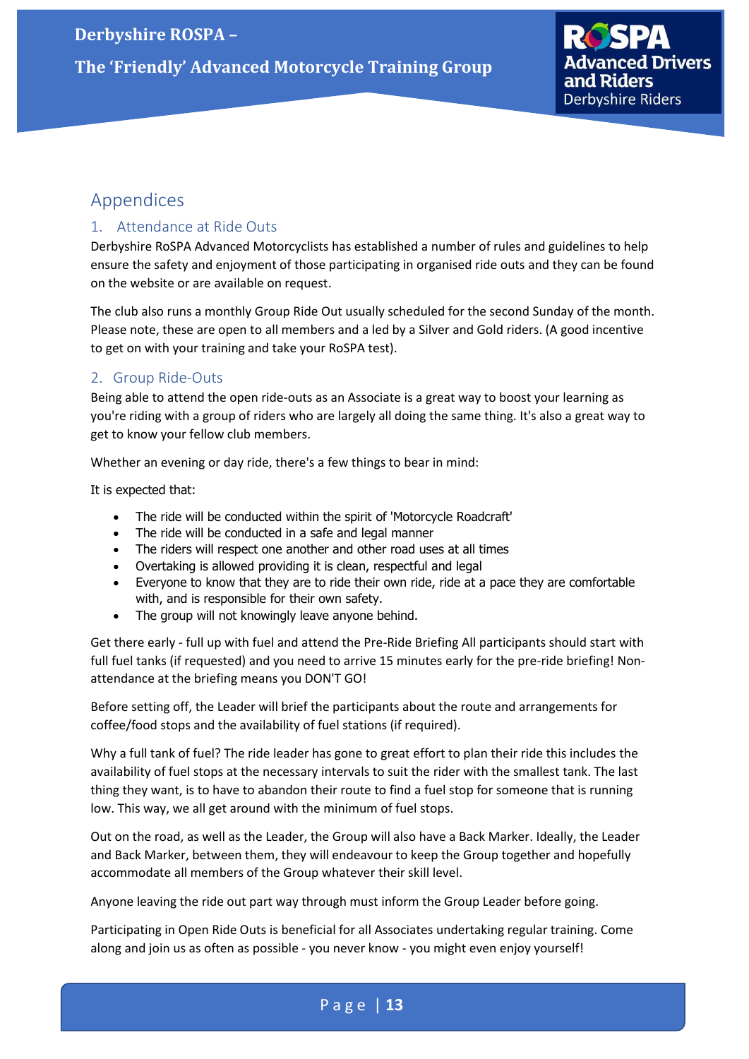# Appendices

## 1. Attendance at Ride Outs

Derbyshire RoSPA Advanced Motorcyclists has established a number of rules and guidelines to help ensure the safety and enjoyment of those participating in organised ride outs and they can be found on the website or are available on request.

The club also runs a monthly Group Ride Out usually scheduled for the second Sunday of the month. Please note, these are open to all members and a led by a Silver and Gold riders. (A good incentive to get on with your training and take your RoSPA test).

## 2. Group Ride-Outs

Being able to attend the open ride-outs as an Associate is a great way to boost your learning as you're riding with a group of riders who are largely all doing the same thing. It's also a great way to get to know your fellow club members.

Whether an evening or day ride, there's a few things to bear in mind:

It is expected that:

- The ride will be conducted within the spirit of 'Motorcycle Roadcraft'
- The ride will be conducted in a safe and legal manner
- The riders will respect one another and other road uses at all times
- Overtaking is allowed providing it is clean, respectful and legal
- Everyone to know that they are to ride their own ride, ride at a pace they are comfortable with, and is responsible for their own safety.
- The group will not knowingly leave anyone behind.

Get there early - full up with fuel and attend the Pre-Ride Briefing All participants should start with full fuel tanks (if requested) and you need to arrive 15 minutes early for the pre-ride briefing! Non-attendance at the briefing means you DON'T GO!

Before setting off, the Leader will brief the participants about the route and arrangements for coffee/food stops and the availability of fuel stations (if required).

Why a full tank of fuel? The ride leader has gone to great effort to plan their ride this includes the availability of fuel stops at the necessary intervals to suit the rider with the smallest tank. The last thing they want, is to have to abandon their route to find a fuel stop for someone that is running low. This way, we all get around with the minimum of fuel stops.

Out on the road, as well as the Leader, the Group will also have a Back Marker. Ideally, the Leader and Back Marker, between them, they will endeavour to keep the Group together and hopefully accommodate all members of the Group whatever their skill level.

Anyone leaving the ride out part way through must inform the Group Leader before going.

Participating in Open Ride Outs is beneficial for all Associates undertaking regular training. Come along and join us as often as possible - you never know - you might even enjoy yourself!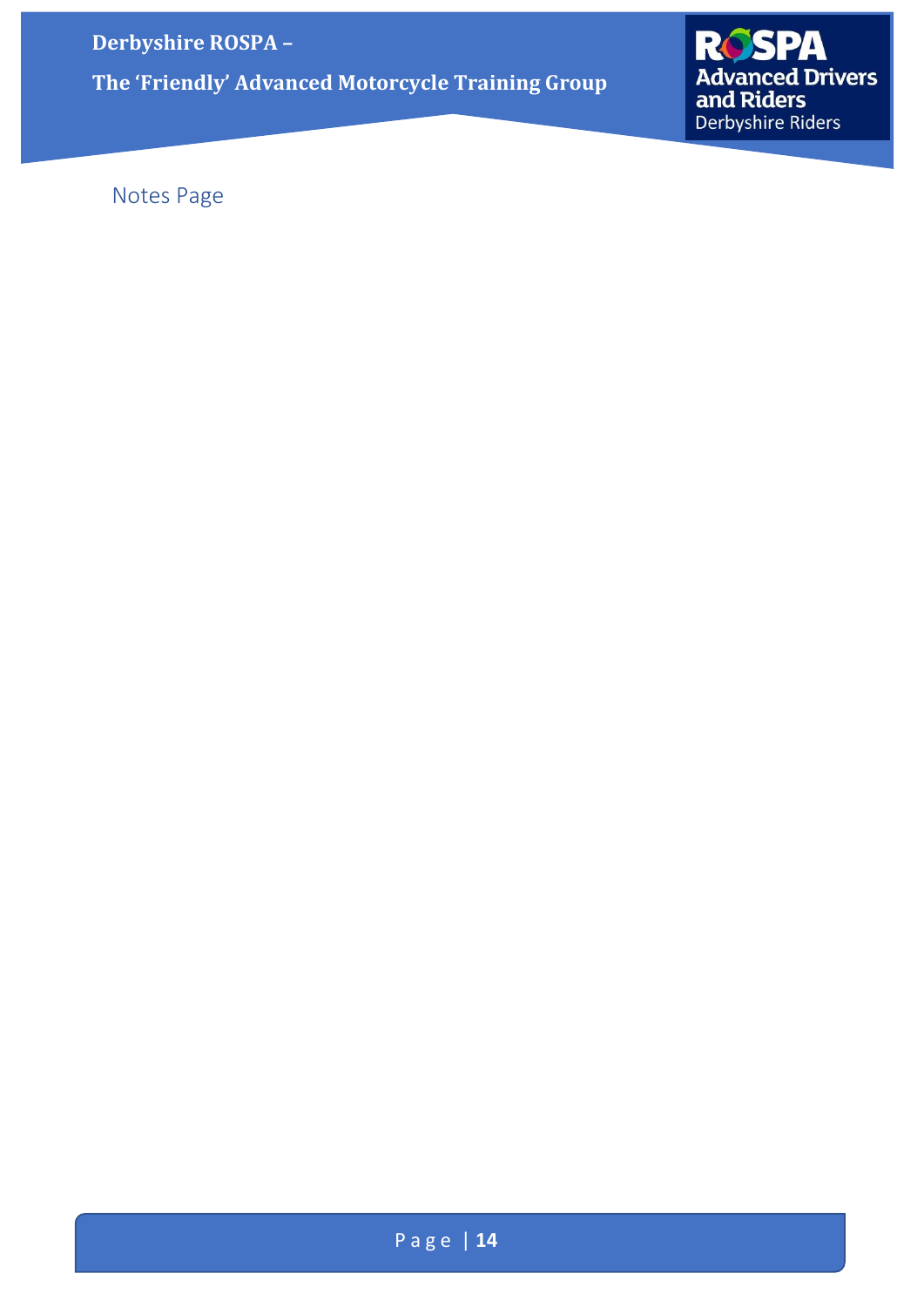Notes Page